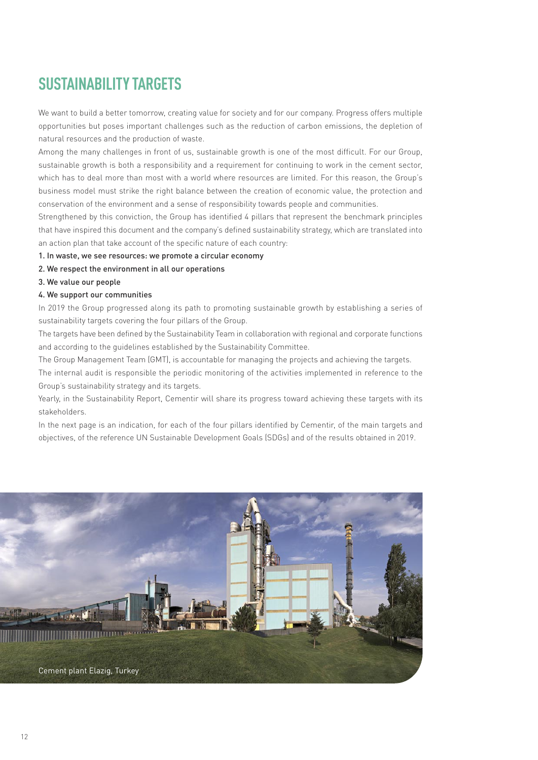# SUSTAINABILITY TARGETS

We want to build a better tomorrow, creating value for society and for our company. Progress offers multiple opportunities but poses important challenges such as the reduction of carbon emissions, the depletion of natural resources and the production of waste.

Among the many challenges in front of us, sustainable growth is one of the most difficult. For our Group, sustainable growth is both a responsibility and a requirement for continuing to work in the cement sector, which has to deal more than most with a world where resources are limited. For this reason, the Group's business model must strike the right balance between the creation of economic value, the protection and conservation of the environment and a sense of responsibility towards people and communities.

Strengthened by this conviction, the Group has identified 4 pillars that represent the benchmark principles that have inspired this document and the company's defined sustainability strategy, which are translated into an action plan that take account of the specific nature of each country:

1. In waste, we see resources: we promote a circular economy
2. We respect the environment in all our operations
3. We value our people
4. We support our communities

In 2019 the Group progressed along its path to promoting sustainable growth by establishing a series of sustainability targets covering the four pillars of the Group.

The targets have been defined by the Sustainability Team in collaboration with regional and corporate functions and according to the guidelines established by the Sustainability Committee.

The Group Management Team (GMT), is accountable for managing the projects and achieving the targets.

The internal audit is responsible the periodic monitoring of the activities implemented in reference to the Group's sustainability strategy and its targets.

Yearly, in the Sustainability Report, Cementir will share its progress toward achieving these targets with its stakeholders.

In the next page is an indication, for each of the four pillars identified by Cementir, of the main targets and objectives, of the reference UN Sustainable Development Goals (SDGs) and of the results obtained in 2019.

Cement plant Elazig, Turkey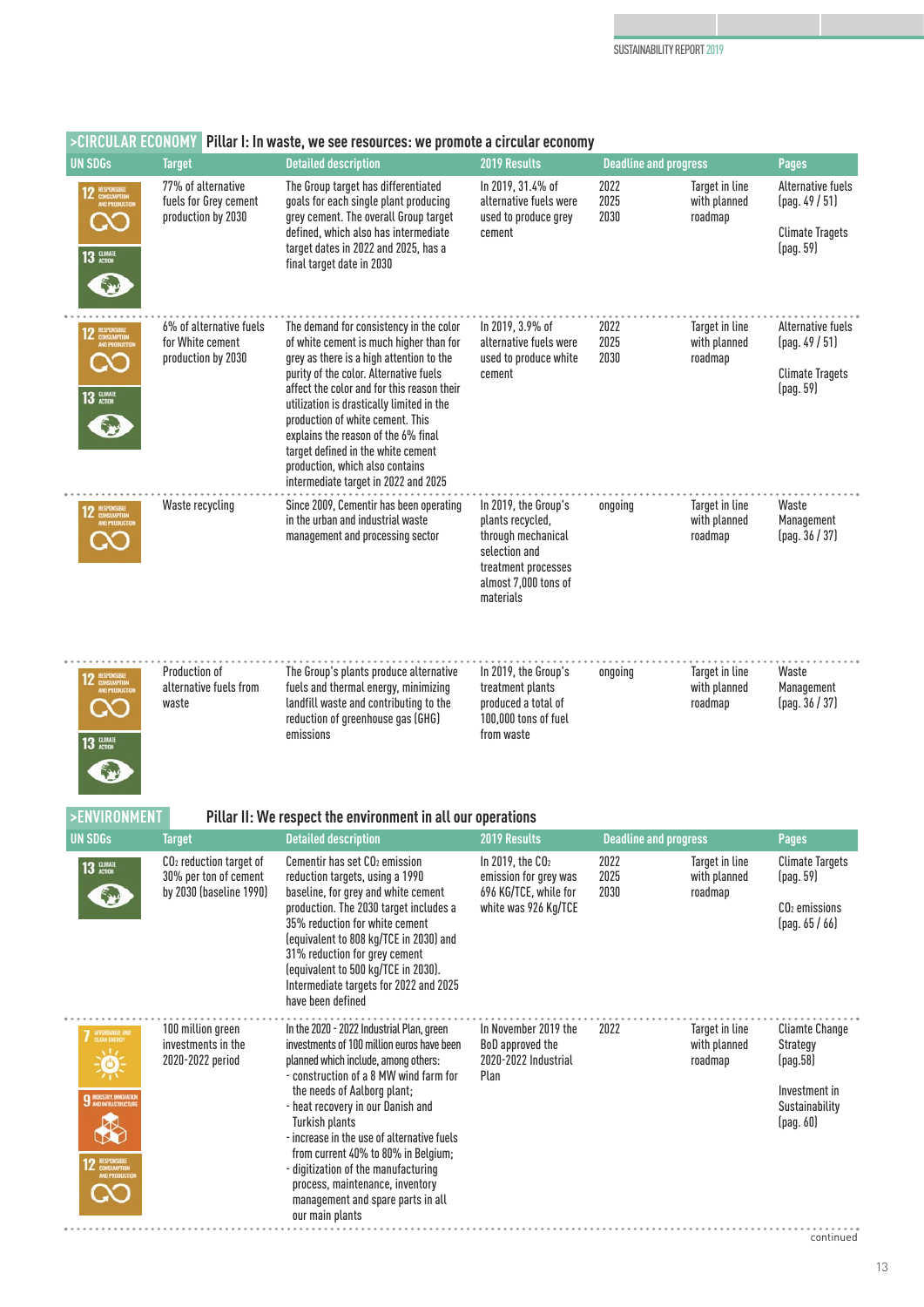## >CIRCULAR ECONOMY Pillar I: In waste, we see resources: we promote a circular economy

| UN SDGs | Target | Detailed description | 2019 Results | Deadline and progress | | Pages |
|---|---|---|---|---|---|---|
| 12 RESPONSIBLE CONSUMPTION AND PRODUCTION; 13 CLIMATE ACTION | 77% of alternative fuels for Grey cement production by 2030 | The Group target has differentiated goals for each single plant producing grey cement. The overall Group target defined, which also has intermediate target dates in 2022 and 2025, has a final target date in 2030 | In 2019, 31.4% of alternative fuels were used to produce grey cement | 2022 2025 2030 | Target in line with planned roadmap | Alternative fuels (pag. 49 / 51) Climate Tragets (pag. 59) |
| 12 RESPONSIBLE CONSUMPTION AND PRODUCTION; 13 CLIMATE ACTION | 6% of alternative fuels for White cement production by 2030 | The demand for consistency in the color of white cement is much higher than for grey as there is a high attention to the purity of the color. Alternative fuels affect the color and for this reason their utilization is drastically limited in the production of white cement. This explains the reason of the 6% final target defined in the white cement production, which also contains intermediate target in 2022 and 2025 | In 2019, 3.9% of alternative fuels were used to produce white cement | 2022 2025 2030 | Target in line with planned roadmap | Alternative fuels (pag. 49 / 51) Climate Tragets (pag. 59) |
| 12 RESPONSIBLE CONSUMPTION AND PRODUCTION | Waste recycling | Since 2009, Cementir has been operating in the urban and industrial waste management and processing sector | In 2019, the Group's plants recycled, through mechanical selection and treatment processes almost 7,000 tons of materials | ongoing | Target in line with planned roadmap | Waste Management (pag. 36 / 37) |
| 12 RESPONSIBLE CONSUMPTION AND PRODUCTION; 13 CLIMATE ACTION | Production of alternative fuels from waste | The Group's plants produce alternative fuels and thermal energy, minimizing landfill waste and contributing to the reduction of greenhouse gas (GHG) emissions | In 2019, the Group's treatment plants produced a total of 100,000 tons of fuel from waste | ongoing | Target in line with planned roadmap | Waste Management (pag. 36 / 37) |

## >ENVIRONMENT Pillar II: We respect the environment in all our operations

| UN SDGs | Target | Detailed description | 2019 Results | Deadline and progress | | Pages |
|---|---|---|---|---|---|---|
| 13 CLIMATE ACTION | $CO_2$ reduction target of 30% per ton of cement by 2030 (baseline 1990) | Cementir has set $CO_2$ emission reduction targets, using a 1990 baseline, for grey and white cement production. The 2030 target includes a 35% reduction for white cement (equivalent to 808 kg/TCE in 2030) and 31% reduction for grey cement (equivalent to 500 kg/TCE in 2030). Intermediate targets for 2022 and 2025 have been defined | In 2019, the $CO_2$ emission for grey was 696 KG/TCE, while for white was 926 Kg/TCE | 2022 2025 2030 | Target in line with planned roadmap | Climate Targets (pag. 59) $CO_2$ emissions (pag. 65 / 66) |
| 7 AFFORDABLE AND CLEAN ENERGY; 9 INDUSTRY, INNOVATION AND INFRASTRUCTURE; 12 RESPONSIBLE CONSUMPTION AND PRODUCTION | 100 million green investments in the 2020-2022 period | In the 2020 - 2022 Industrial Plan, green investments of 100 million euros have been planned which include, among others:<br>- construction of a 8 MW wind farm for the needs of Aalborg plant;<br>- heat recovery in our Danish and Turkish plants<br>- increase in the use of alternative fuels from current 40% to 80% in Belgium;<br>- digitization of the manufacturing process, maintenance, inventory management and spare parts in all our main plants | In November 2019 the BoD approved the 2020-2022 Industrial Plan | 2022 | Target in line with planned roadmap | Cliamte Change Strategy (pag.58) Investment in Sustainability (pag. 60) |

continued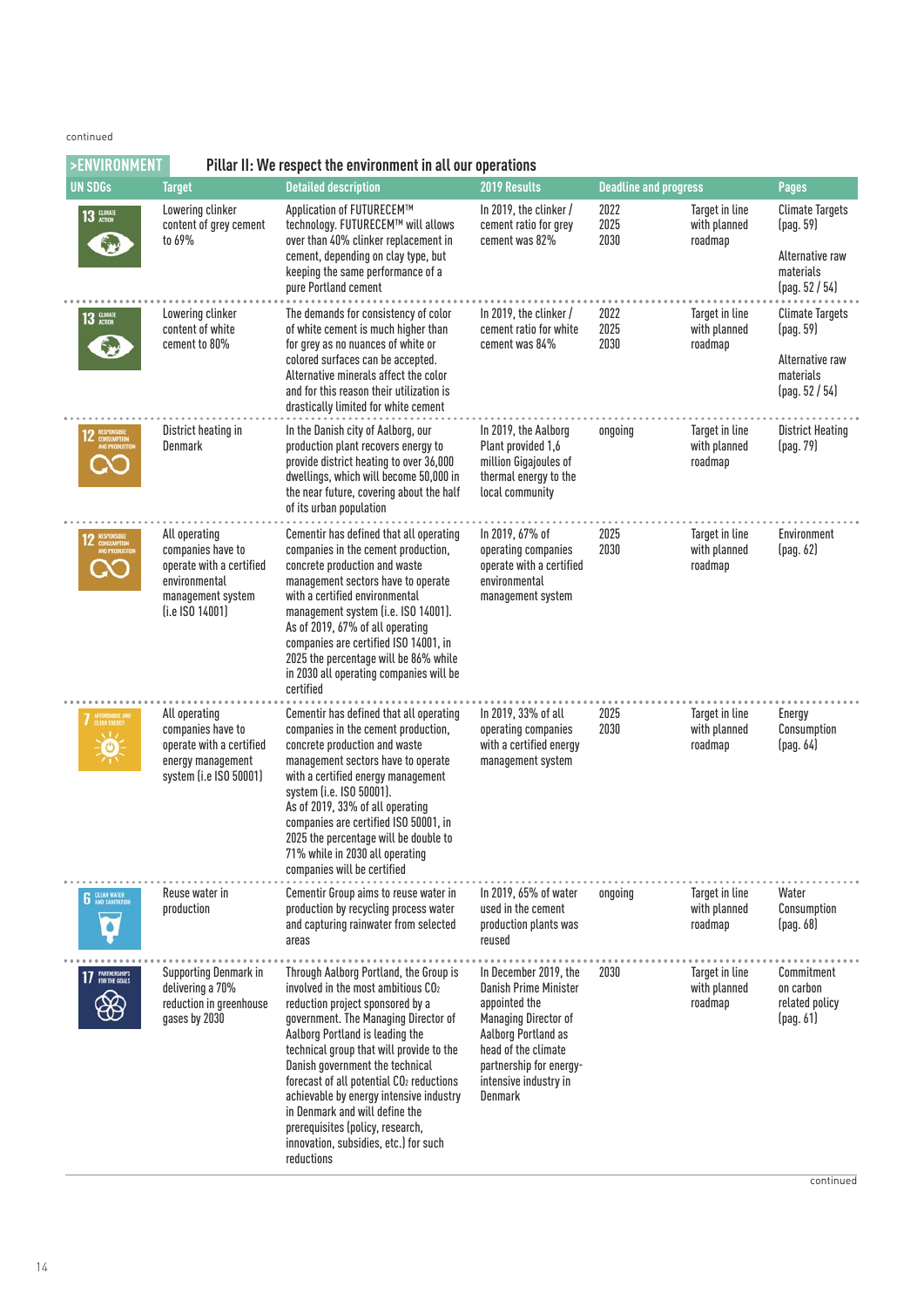continued

## >ENVIRONMENT Pillar II: We respect the environment in all our operations

| UN SDGs | Target | Detailed description | 2019 Results | Deadline and progress | | Pages |
|---|---|---|---|---|---|---|
| 13 CLIMATE ACTION | Lowering clinker content of grey cement to 69% | Application of FUTURECEM™ technology. FUTURECEM™ will allows over than 40% clinker replacement in cement, depending on clay type, but keeping the same performance of a pure Portland cement | In 2019, the clinker / cement ratio for grey cement was 82% | 2022<br>2025<br>2030 | Target in line with planned roadmap | Climate Targets (pag. 59)<br><br>Alternative raw materials (pag. 52 / 54) |
| 13 CLIMATE ACTION | Lowering clinker content of white cement to 80% | The demands for consistency of color of white cement is much higher than for grey as no nuances of white or colored surfaces can be accepted. Alternative minerals affect the color and for this reason their utilization is drastically limited for white cement | In 2019, the clinker / cement ratio for white cement was 84% | 2022<br>2025<br>2030 | Target in line with planned roadmap | Climate Targets (pag. 59)<br><br>Alternative raw materials (pag. 52 / 54) |
| 12 RESPONSIBLE CONSUMPTION AND PRODUCTION | District heating in Denmark | In the Danish city of Aalborg, our production plant recovers energy to provide district heating to over 36,000 dwellings, which will become 50,000 in the near future, covering about the half of its urban population | In 2019, the Aalborg Plant provided 1,6 million Gigajoules of thermal energy to the local community | ongoing | Target in line with planned roadmap | District Heating (pag. 79) |
| 12 RESPONSIBLE CONSUMPTION AND PRODUCTION | All operating companies have to operate with a certified environmental management system (i.e ISO 14001) | Cementir has defined that all operating companies in the cement production, concrete production and waste management sectors have to operate with a certified environmental management system (i.e. ISO 14001). As of 2019, 67% of all operating companies are certified ISO 14001, in 2025 the percentage will be 86% while in 2030 all operating companies will be certified | In 2019, 67% of operating companies operate with a certified environmental management system | 2025<br>2030 | Target in line with planned roadmap | Environment (pag. 62) |
| 7 AFFORDABLE AND CLEAN ENERGY | All operating companies have to operate with a certified energy management system (i.e ISO 50001) | Cementir has defined that all operating companies in the cement production, concrete production and waste management sectors have to operate with a certified energy management system (i.e. ISO 50001). As of 2019, 33% of all operating companies are certified ISO 50001, in 2025 the percentage will be double to 71% while in 2030 all operating companies will be certified | In 2019, 33% of all operating companies with a certified energy management system | 2025<br>2030 | Target in line with planned roadmap | Energy Consumption (pag. 64) |
| 6 CLEAN WATER AND SANITATION | Reuse water in production | Cementir Group aims to reuse water in production by recycling process water and capturing rainwater from selected areas | In 2019, 65% of water used in the cement production plants was reused | ongoing | Target in line with planned roadmap | Water Consumption (pag. 68) |
| 17 PARTNERSHIPS FOR THE GOALS | Supporting Denmark in delivering a 70% reduction in greenhouse gases by 2030 | Through Aalborg Portland, the Group is involved in the most ambitious $CO_2$ reduction project sponsored by a government. The Managing Director of Aalborg Portland is leading the technical group that will provide to the Danish government the technical forecast of all potential $CO_2$ reductions achievable by energy intensive industry in Denmark and will define the prerequisites (policy, research, innovation, subsidies, etc.) for such reductions | In December 2019, the Danish Prime Minister appointed the Managing Director of Aalborg Portland as head of the climate partnership for energy-intensive industry in Denmark | 2030 | Target in line with planned roadmap | Commitment on carbon related policy (pag. 61) |

continued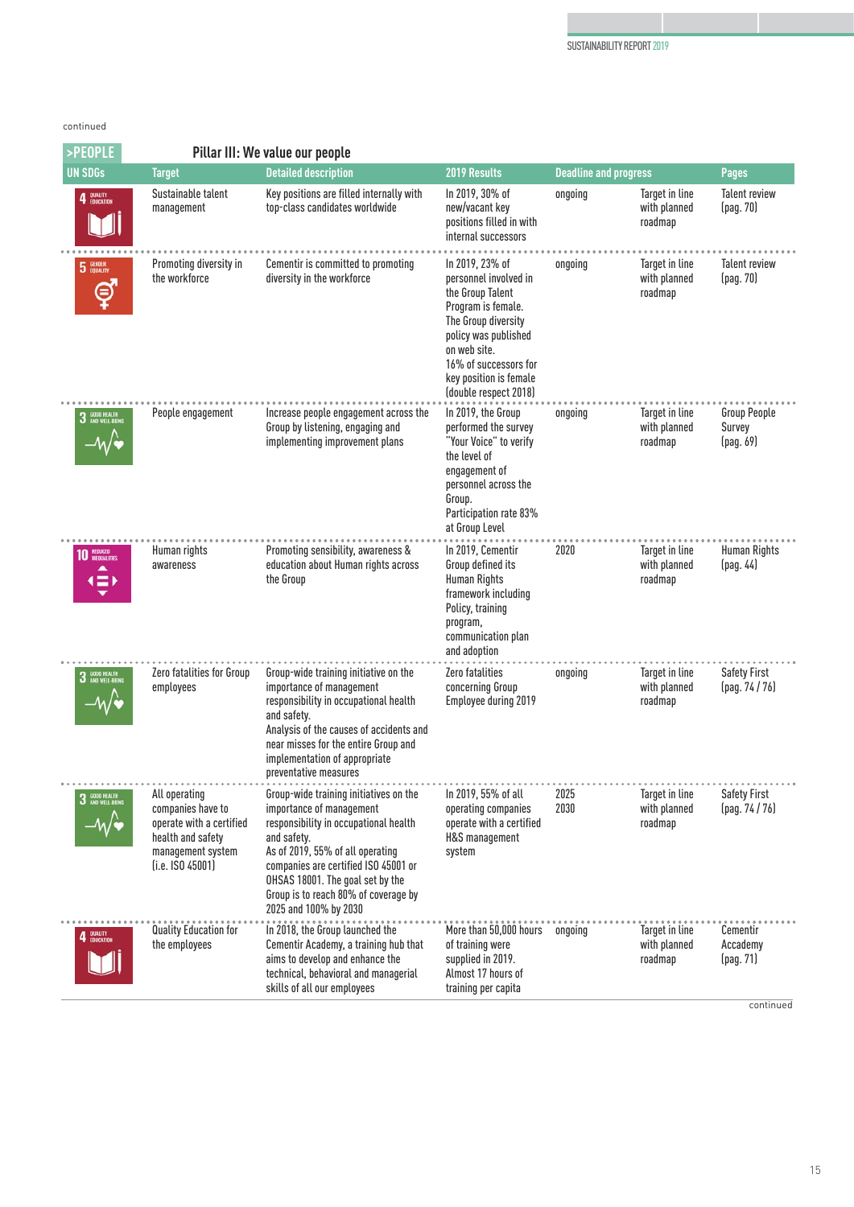continued

**>PEOPLE** Pillar III: We value our people

| UN SDGs | Target | Detailed description | 2019 Results | Deadline and progress | | Pages |
|---|---|---|---|---|---|---|
| 4 QUALITY EDUCATION | Sustainable talent management | Key positions are filled internally with top-class candidates worldwide | In 2019, 30% of new/vacant key positions filled in with internal successors | ongoing | Target in line with planned roadmap | Talent review (pag. 70) |
| 5 GENDER EQUALITY | Promoting diversity in the workforce | Cementir is committed to promoting diversity in the workforce | In 2019, 23% of personnel involved in the Group Talent Program is female. The Group diversity policy was published on web site. 16% of successors for key position is female (double respect 2018) | ongoing | Target in line with planned roadmap | Talent review (pag. 70) |
| 3 GOOD HEALTH AND WELL-BEING | People engagement | Increase people engagement across the Group by listening, engaging and implementing improvement plans | In 2019, the Group performed the survey "Your Voice" to verify the level of engagement of personnel across the Group. Participation rate 83% at Group Level | ongoing | Target in line with planned roadmap | Group People Survey (pag. 69) |
| 10 REDUCED INEQUALITIES | Human rights awareness | Promoting sensibility, awareness & education about Human rights across the Group | In 2019, Cementir Group defined its Human Rights framework including Policy, training program, communication plan and adoption | 2020 | Target in line with planned roadmap | Human Rights (pag. 44) |
| 3 GOOD HEALTH AND WELL-BEING | Zero fatalities for Group employees | Group-wide training initiative on the importance of management responsibility in occupational health and safety. Analysis of the causes of accidents and near misses for the entire Group and implementation of appropriate preventative measures | Zero fatalities concerning Group Employee during 2019 | ongoing | Target in line with planned roadmap | Safety First (pag. 74 / 76) |
| 3 GOOD HEALTH AND WELL-BEING | All operating companies have to operate with a certified health and safety management system (i.e. ISO 45001) | Group-wide training initiatives on the importance of management responsibility in occupational health and safety. As of 2019, 55% of all operating companies are certified ISO 45001 or OHSAS 18001. The goal set by the Group is to reach 80% of coverage by 2025 and 100% by 2030 | In 2019, 55% of all operating companies operate with a certified H&S management system | 2025 2030 | Target in line with planned roadmap | Safety First (pag. 74 / 76) |
| 4 QUALITY EDUCATION | Quality Education for the employees | In 2018, the Group launched the Cementir Academy, a training hub that aims to develop and enhance the technical, behavioral and managerial skills of all our employees | More than 50,000 hours of training were supplied in 2019. Almost 17 hours of training per capita | ongoing | Target in line with planned roadmap | Cementir Accademy (pag. 71) |

continued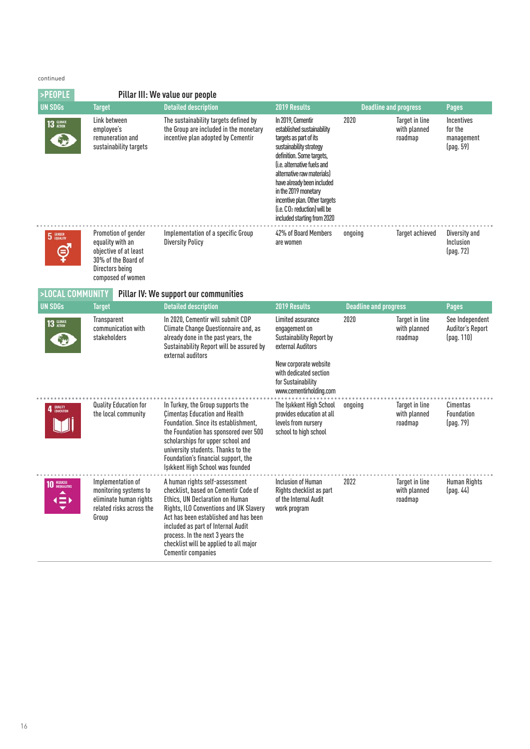continued

## >PEOPLE Pillar III: We value our people

| UN SDGs | Target | Detailed description | 2019 Results | Deadline and progress | | Pages |
|---|---|---|---|---|---|---|
| 13 CLIMATE ACTION | Link between employee's remuneration and sustainability targets | The sustainability targets defined by the Group are included in the monetary incentive plan adopted by Cementir | In 2019, Cementir established sustainability targets as part of its sustainability strategy definition. Some targets, (i.e. alternative fuels and alternative raw materials) have already been included in the 2019 monetary incentive plan. Other targets (i.e. $CO_2$ reduction) will be included starting from 2020 | 2020 | Target in line with planned roadmap | Incentives for the management (pag. 59) |
| 5 GENDER EQUALITY | Promotion of gender equality with an objective of at least 30% of the Board of Directors being composed of women | Implementation of a specific Group Diversity Policy | 42% of Board Members are women | ongoing | Target achieved | Diversity and Inclusion (pag. 72) |

## >LOCAL COMMUNITY Pillar IV: We support our communities

| UN SDGs | Target | Detailed description | 2019 Results | Deadline and progress | | Pages |
|---|---|---|---|---|---|---|
| 13 CLIMATE ACTION | Transparent communication with stakeholders | In 2020, Cementir will submit CDP Climate Change Questionnaire and, as already done in the past years, the Sustainability Report will be assured by external auditors | Limited assurance engagement on Sustainability Report by external Auditors<br><br>New corporate website with dedicated section for Sustainability www.cementirholding.com | 2020 | Target in line with planned roadmap | See Independent Auditor's Report (pag. 110) |
| 4 QUALITY EDUCATION | Quality Education for the local community | In Turkey, the Group supports the Çimentaş Education and Health Foundation. Since its establishment, the Foundation has sponsored over 500 scholarships for upper school and university students. Thanks to the Foundation's financial support, the Işıkkent High School was founded | The Işıkkent High School provides education at all levels from nursery school to high school | ongoing | Target in line with planned roadmap | Cimentas Foundation (pag. 79) |
| 10 REDUCED INEQUALITIES | Implementation of monitoring systems to eliminate human rights related risks across the Group | A human rights self-assessment checklist, based on Cementir Code of Ethics, UN Declaration on Human Rights, ILO Conventions and UK Slavery Act has been established and has been included as part of Internal Audit process. In the next 3 years the checklist will be applied to all major Cementir companies | Inclusion of Human Rights checklist as part of the Internal Audit work program | 2022 | Target in line with planned roadmap | Human Rights (pag. 44) |